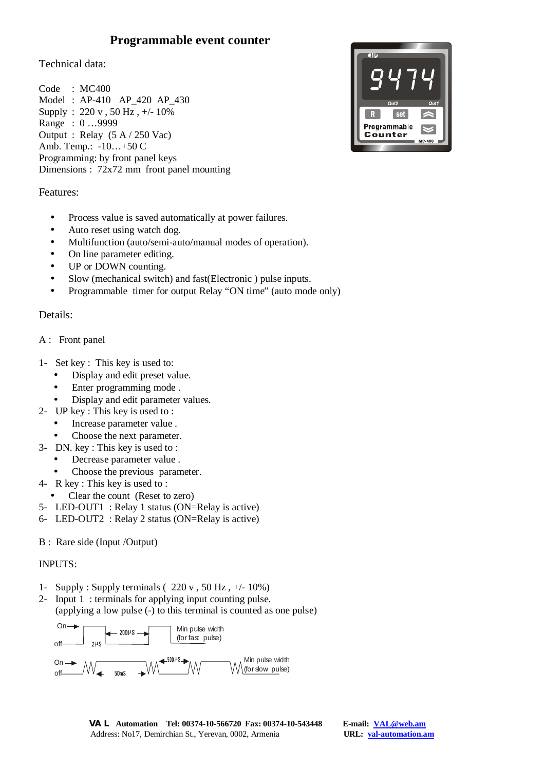# Programmable event counter

Technical data:

Code : MC400
Model : AP-410 AP_420 AP_430
Supply : 220 v , 50 Hz , +/- 10%
Range : 0 …9999
Output : Relay (5 A / 250 Vac)
Amb. Temp.: -10…+50 C
Programming: by front panel keys
Dimensions : 72x72 mm front panel mounting

Features:

- Process value is saved automatically at power failures.
- Auto reset using watch dog.
- Multifunction (auto/semi-auto/manual modes of operation).
- On line parameter editing.
- UP or DOWN counting.
- Slow (mechanical switch) and fast(Electronic ) pulse inputs.
- Programmable timer for output Relay "ON time" (auto mode only)

Details:

A : Front panel

1- Set key : This key is used to:
   - Display and edit preset value.
   - Enter programming mode .
   - Display and edit parameter values.
2- UP key : This key is used to :
   - Increase parameter value .
   - Choose the next parameter.
3- DN. key : This key is used to :
   - Decrease parameter value .
   - Choose the previous parameter.
4- R key : This key is used to :
   - Clear the count (Reset to zero)
5- LED-OUT1 : Relay 1 status (ON=Relay is active)
6- LED-OUT2 : Relay 2 status (ON=Relay is active)

B : Rare side (Input /Output)

INPUTS:

1- Supply : Supply terminals ( 220 v , 50 Hz , +/- 10%)
2- Input 1 : terminals for applying input counting pulse.
   (applying a low pulse (-) to this terminal is counted as one pulse)

On, off, 200µS, 2µS, Min pulse width (for fast pulse)

On, off, 50mS, 500µS, Min pulse width (for slow pulse)

**VA L Automation Tel: 00374-10-566720 Fax: 00374-10-543448** **E-mail: VAL@web.am**
Address: No17, Demirchian St., Yerevan, 0002, Armenia **URL: val-automation.am**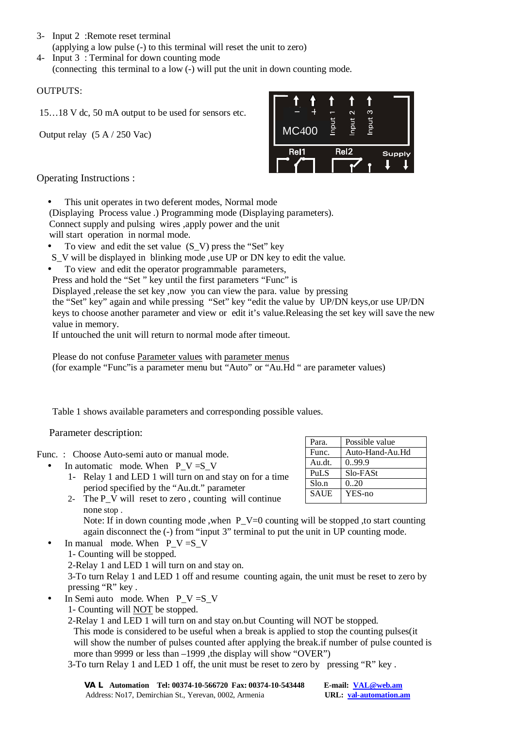3- Input 2 :Remote reset terminal
   (applying a low pulse (-) to this terminal will reset the unit to zero)
4- Input 3 : Terminal for down counting mode
   (connecting this terminal to a low (-) will put the unit in down counting mode.

OUTPUTS:

15…18 V dc, 50 mA output to be used for sensors etc.

Output relay (5 A / 250 Vac)

Operating Instructions :

- This unit operates in two deferent modes, Normal mode (Displaying Process value .) Programming mode (Displaying parameters). Connect supply and pulsing wires ,apply power and the unit will start operation in normal mode.
- To view and edit the set value (S_V) press the "Set" key
  S_V will be displayed in blinking mode ,use UP or DN key to edit the value.
- To view and edit the operator programmable parameters,
  Press and hold the "Set " key until the first parameters "Func" is Displayed ,release the set key ,now you can view the para. value by pressing the "Set" key" again and while pressing "Set" key "edit the value by UP/DN keys,or use UP/DN keys to choose another parameter and view or edit it's value.Releasing the set key will save the new value in memory.
  If untouched the unit will return to normal mode after timeout.

  Please do not confuse Parameter values with parameter menus
  (for example "Func"is a parameter menu but "Auto" or "Au.Hd " are parameter values)

Table 1 shows available parameters and corresponding possible values.

Parameter description:

| Para. | Possible value |
|---|---|
| Func. | Auto-Hand-Au.Hd |
| Au.dt. | 0..99.9 |
| PuLS | Slo-FASt |
| Slo.n | 0..20 |
| SAUE | YES-no |

Func. : Choose Auto-semi auto or manual mode.

- In automatic mode. When P_V =S_V
  1- Relay 1 and LED 1 will turn on and stay on for a time period specified by the "Au.dt." parameter
  2- The P_V will reset to zero , counting will continue none stop .
     Note: If in down counting mode ,when P_V=0 counting will be stopped ,to start counting again disconnect the (-) from "input 3" terminal to put the unit in UP counting mode.
- In manual mode. When P_V =S_V
  1- Counting will be stopped.
  2-Relay 1 and LED 1 will turn on and stay on.
  3-To turn Relay 1 and LED 1 off and resume counting again, the unit must be reset to zero by pressing "R" key .
- In Semi auto mode. When P_V =S_V
  1- Counting will NOT be stopped.
  2-Relay 1 and LED 1 will turn on and stay on.but Counting will NOT be stopped.
  This mode is considered to be useful when a break is applied to stop the counting pulses(it will show the number of pulses counted after applying the break.if number of pulse counted is more than 9999 or less than –1999 ,the display will show "OVER")
  3-To turn Relay 1 and LED 1 off, the unit must be reset to zero by pressing "R" key .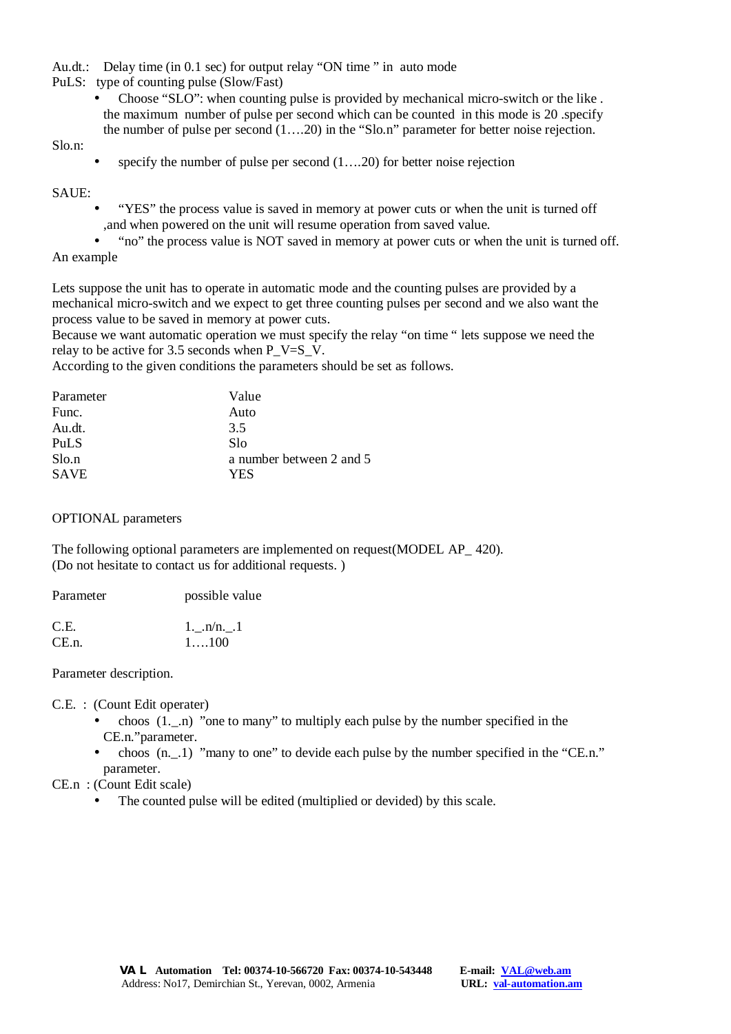Au.dt.: Delay time (in 0.1 sec) for output relay "ON time " in auto mode

PuLS: type of counting pulse (Slow/Fast)

- Choose "SLO": when counting pulse is provided by mechanical micro-switch or the like . the maximum number of pulse per second which can be counted in this mode is 20 .specify the number of pulse per second (1….20) in the "Slo.n" parameter for better noise rejection.

Slo.n:

- specify the number of pulse per second (1….20) for better noise rejection

SAUE:

- "YES" the process value is saved in memory at power cuts or when the unit is turned off ,and when powered on the unit will resume operation from saved value.
- "no" the process value is NOT saved in memory at power cuts or when the unit is turned off.

An example

Lets suppose the unit has to operate in automatic mode and the counting pulses are provided by a mechanical micro-switch and we expect to get three counting pulses per second and we also want the process value to be saved in memory at power cuts.
Because we want automatic operation we must specify the relay "on time " lets suppose we need the relay to be active for 3.5 seconds when P_V=S_V.
According to the given conditions the parameters should be set as follows.

| Parameter | Value |
|---|---|
| Func. | Auto |
| Au.dt. | 3.5 |
| PuLS | Slo |
| Slo.n | a number between 2 and 5 |
| SAVE | YES |

OPTIONAL parameters

The following optional parameters are implemented on request(MODEL AP_ 420).
(Do not hesitate to contact us for additional requests. )

| Parameter | possible value |
|---|---|
| C.E. | 1._.n/n._.1 |
| CE.n. | 1….100 |

Parameter description.

C.E. : (Count Edit operater)

- choos (1._.n) "one to many" to multiply each pulse by the number specified in the CE.n."parameter.
- choos (n._.1) "many to one" to devide each pulse by the number specified in the "CE.n." parameter.

CE.n : (Count Edit scale)

- The counted pulse will be edited (multiplied or devided) by this scale.

**VA L Automation Tel: 00374-10-566720 Fax: 00374-10-543448** **E-mail: VAL@web.am**
Address: No17, Demirchian St., Yerevan, 0002, Armenia **URL: val-automation.am**